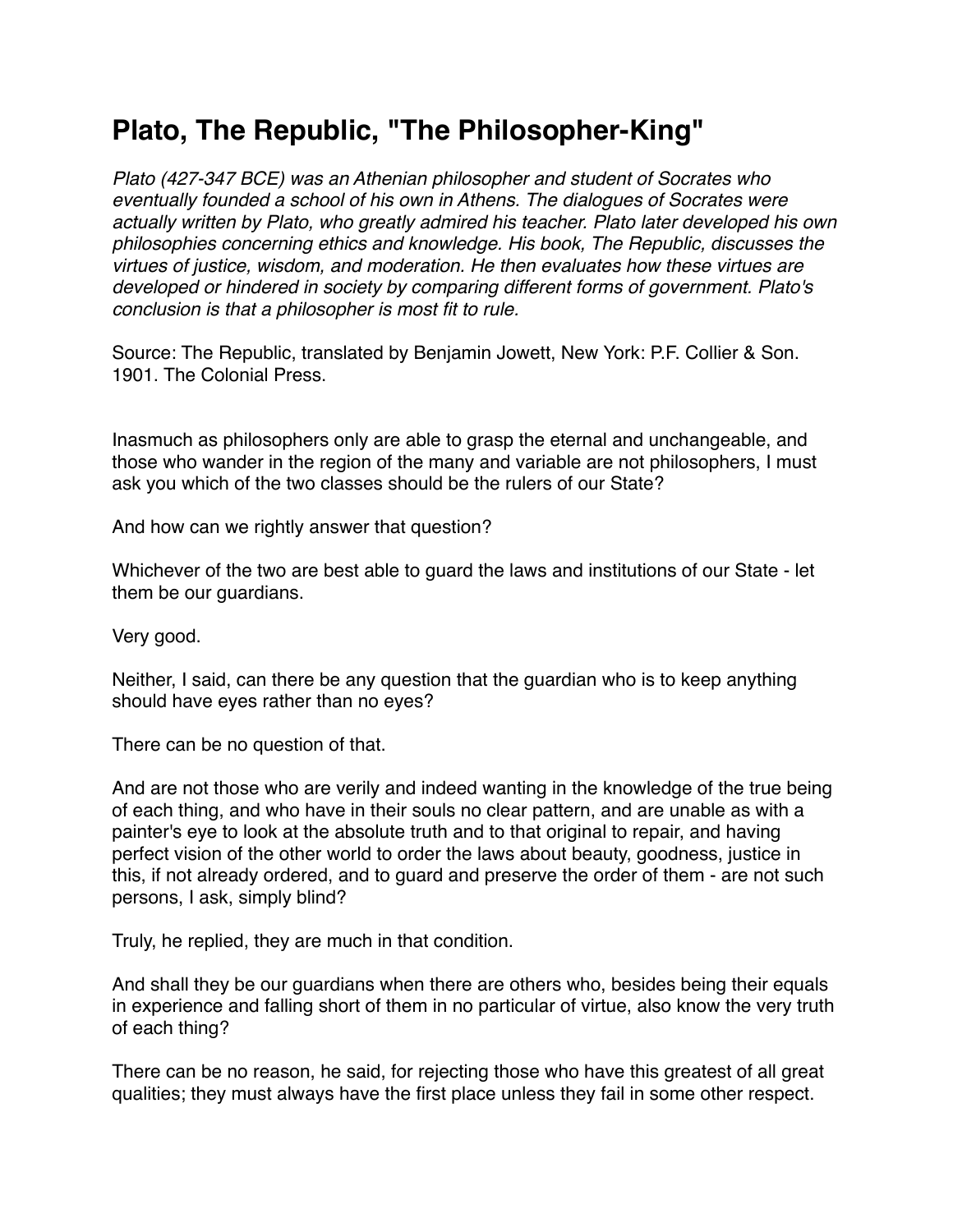# Plato, The Republic, "The Philosopher-King"

*Plato (427-347 BCE) was an Athenian philosopher and student of Socrates who eventually founded a school of his own in Athens. The dialogues of Socrates were actually written by Plato, who greatly admired his teacher. Plato later developed his own philosophies concerning ethics and knowledge. His book, The Republic, discusses the virtues of justice, wisdom, and moderation. He then evaluates how these virtues are developed or hindered in society by comparing different forms of government. Plato's conclusion is that a philosopher is most fit to rule.*

Source: The Republic, translated by Benjamin Jowett, New York: P.F. Collier & Son. 1901. The Colonial Press.

Inasmuch as philosophers only are able to grasp the eternal and unchangeable, and those who wander in the region of the many and variable are not philosophers, I must ask you which of the two classes should be the rulers of our State?

And how can we rightly answer that question?

Whichever of the two are best able to guard the laws and institutions of our State - let them be our guardians.

Very good.

Neither, I said, can there be any question that the guardian who is to keep anything should have eyes rather than no eyes?

There can be no question of that.

And are not those who are verily and indeed wanting in the knowledge of the true being of each thing, and who have in their souls no clear pattern, and are unable as with a painter's eye to look at the absolute truth and to that original to repair, and having perfect vision of the other world to order the laws about beauty, goodness, justice in this, if not already ordered, and to guard and preserve the order of them - are not such persons, I ask, simply blind?

Truly, he replied, they are much in that condition.

And shall they be our guardians when there are others who, besides being their equals in experience and falling short of them in no particular of virtue, also know the very truth of each thing?

There can be no reason, he said, for rejecting those who have this greatest of all great qualities; they must always have the first place unless they fail in some other respect.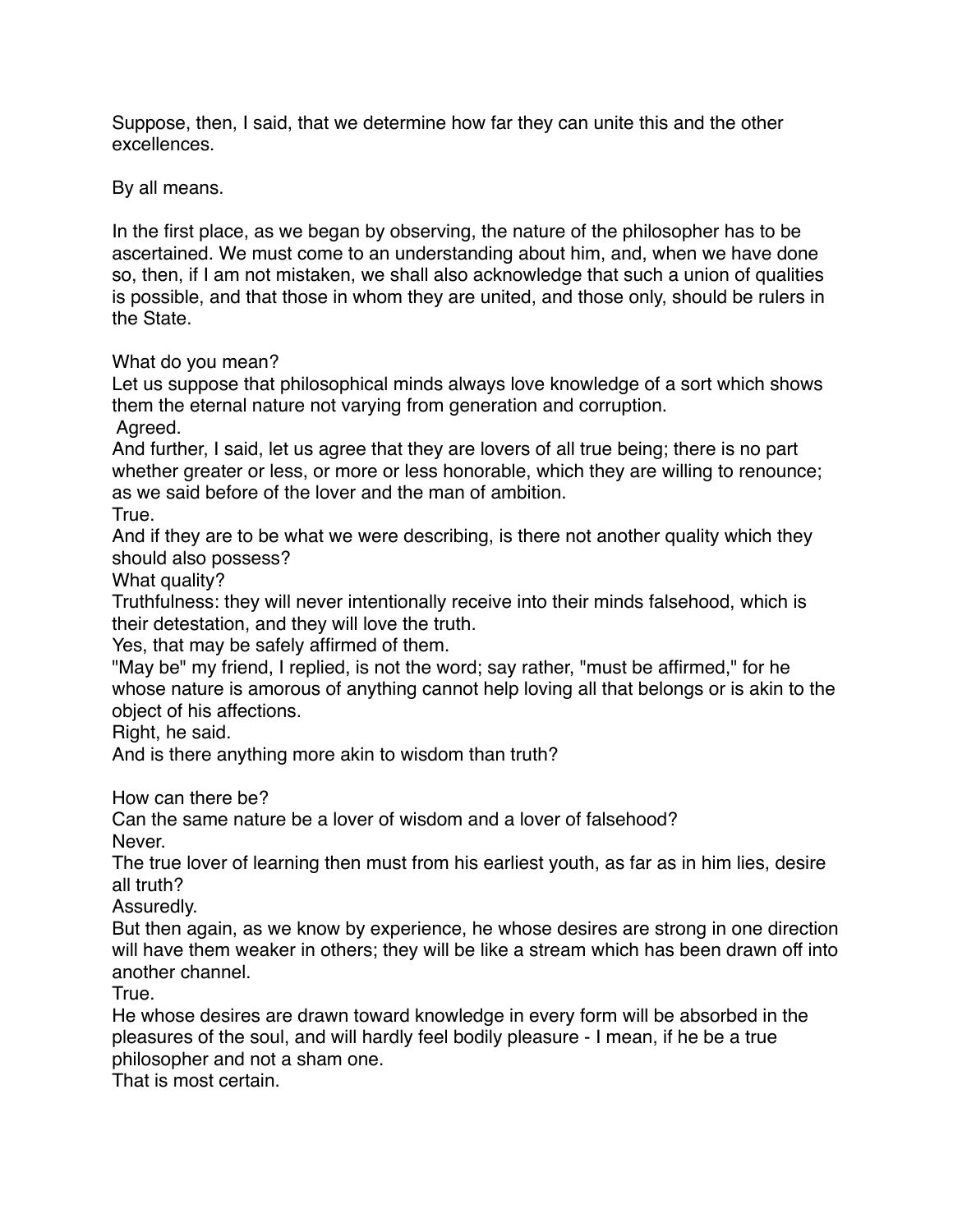Suppose, then, I said, that we determine how far they can unite this and the other excellences.

By all means.

In the first place, as we began by observing, the nature of the philosopher has to be ascertained. We must come to an understanding about him, and, when we have done so, then, if I am not mistaken, we shall also acknowledge that such a union of qualities is possible, and that those in whom they are united, and those only, should be rulers in the State.

What do you mean?

Let us suppose that philosophical minds always love knowledge of a sort which shows them the eternal nature not varying from generation and corruption.

Agreed.

And further, I said, let us agree that they are lovers of all true being; there is no part whether greater or less, or more or less honorable, which they are willing to renounce; as we said before of the lover and the man of ambition.

True.

And if they are to be what we were describing, is there not another quality which they should also possess?

What quality?

Truthfulness: they will never intentionally receive into their minds falsehood, which is their detestation, and they will love the truth.

Yes, that may be safely affirmed of them.

"May be" my friend, I replied, is not the word; say rather, "must be affirmed," for he whose nature is amorous of anything cannot help loving all that belongs or is akin to the object of his affections.

Right, he said.

And is there anything more akin to wisdom than truth?

How can there be?

Can the same nature be a lover of wisdom and a lover of falsehood?

Never.

The true lover of learning then must from his earliest youth, as far as in him lies, desire all truth?

Assuredly.

But then again, as we know by experience, he whose desires are strong in one direction will have them weaker in others; they will be like a stream which has been drawn off into another channel.

True.

He whose desires are drawn toward knowledge in every form will be absorbed in the pleasures of the soul, and will hardly feel bodily pleasure - I mean, if he be a true philosopher and not a sham one.

That is most certain.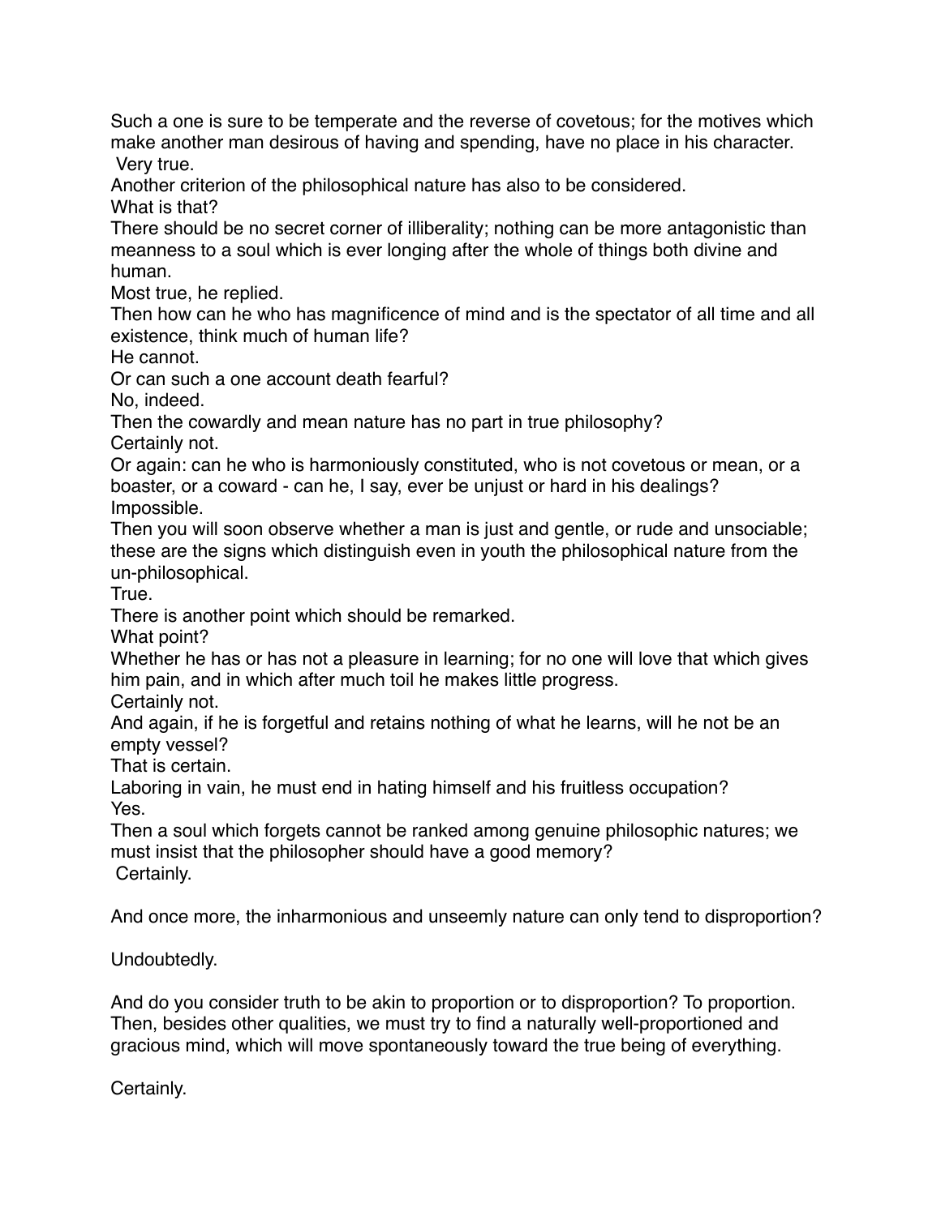Such a one is sure to be temperate and the reverse of covetous; for the motives which make another man desirous of having and spending, have no place in his character.
Very true.
Another criterion of the philosophical nature has also to be considered.
What is that?
There should be no secret corner of illiberality; nothing can be more antagonistic than meanness to a soul which is ever longing after the whole of things both divine and human.
Most true, he replied.
Then how can he who has magnificence of mind and is the spectator of all time and all existence, think much of human life?
He cannot.
Or can such a one account death fearful?
No, indeed.
Then the cowardly and mean nature has no part in true philosophy?
Certainly not.
Or again: can he who is harmoniously constituted, who is not covetous or mean, or a boaster, or a coward - can he, I say, ever be unjust or hard in his dealings?
Impossible.
Then you will soon observe whether a man is just and gentle, or rude and unsociable; these are the signs which distinguish even in youth the philosophical nature from the un-philosophical.
True.
There is another point which should be remarked.
What point?
Whether he has or has not a pleasure in learning; for no one will love that which gives him pain, and in which after much toil he makes little progress.
Certainly not.
And again, if he is forgetful and retains nothing of what he learns, will he not be an empty vessel?
That is certain.
Laboring in vain, he must end in hating himself and his fruitless occupation?
Yes.
Then a soul which forgets cannot be ranked among genuine philosophic natures; we must insist that the philosopher should have a good memory?
Certainly.

And once more, the inharmonious and unseemly nature can only tend to disproportion?

Undoubtedly.

And do you consider truth to be akin to proportion or to disproportion? To proportion.
Then, besides other qualities, we must try to find a naturally well-proportioned and gracious mind, which will move spontaneously toward the true being of everything.

Certainly.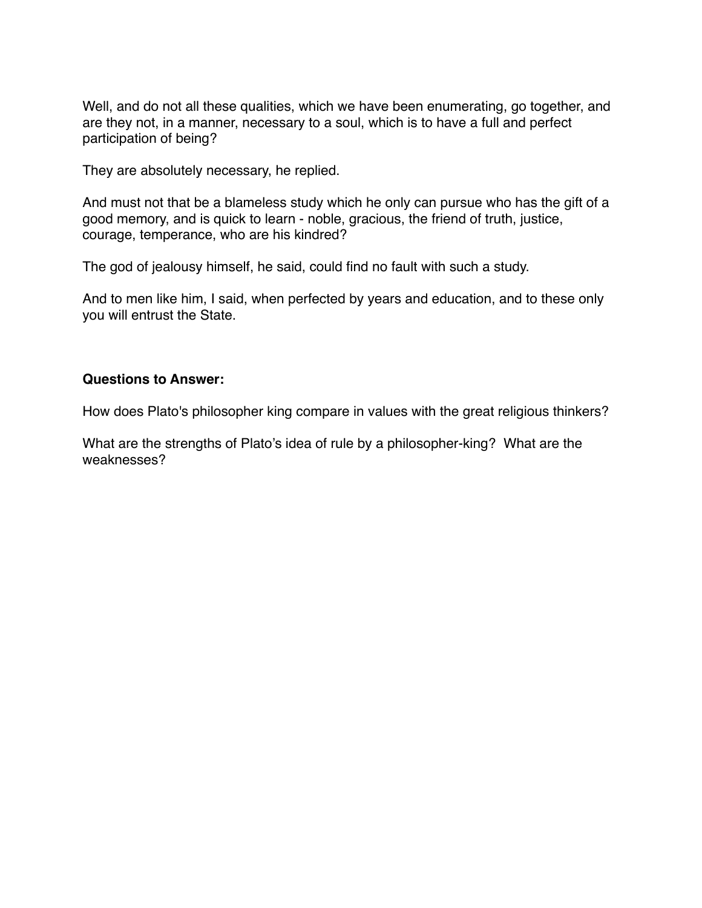Well, and do not all these qualities, which we have been enumerating, go together, and are they not, in a manner, necessary to a soul, which is to have a full and perfect participation of being?

They are absolutely necessary, he replied.

And must not that be a blameless study which he only can pursue who has the gift of a good memory, and is quick to learn - noble, gracious, the friend of truth, justice, courage, temperance, who are his kindred?

The god of jealousy himself, he said, could find no fault with such a study.

And to men like him, I said, when perfected by years and education, and to these only you will entrust the State.

**Questions to Answer:**

How does Plato's philosopher king compare in values with the great religious thinkers?

What are the strengths of Plato's idea of rule by a philosopher-king? What are the weaknesses?